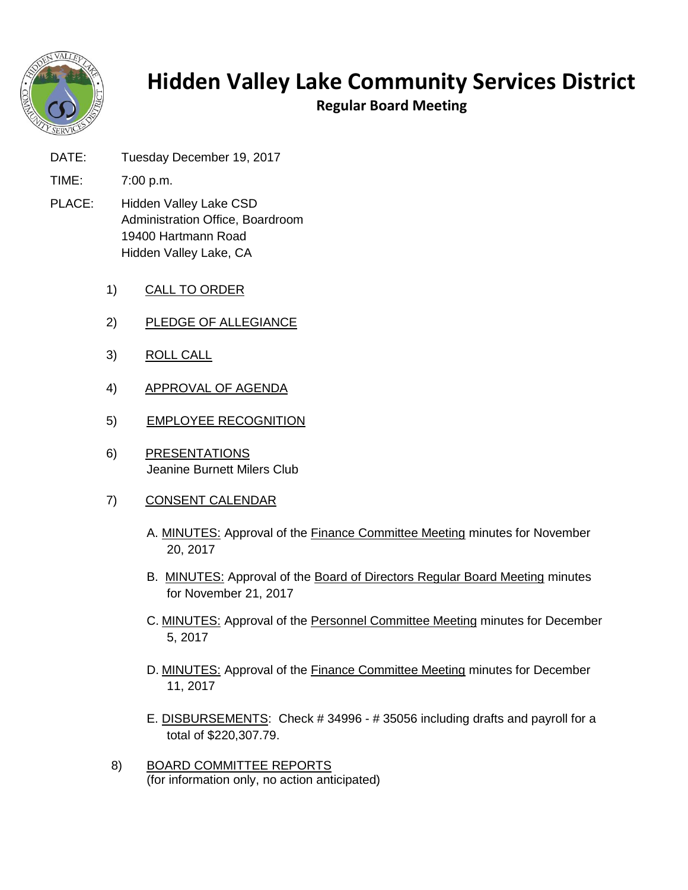# Hidden Valley Lake Community Services District

## Regular Board Meeting

DATE: Tuesday December 19, 2017

TIME: 7:00 p.m.

PLACE: Hidden Valley Lake CSD
Administration Office, Boardroom
19400 Hartmann Road
Hidden Valley Lake, CA

1) CALL TO ORDER

2) PLEDGE OF ALLEGIANCE

3) ROLL CALL

4) APPROVAL OF AGENDA

5) EMPLOYEE RECOGNITION

6) PRESENTATIONS
   Jeanine Burnett Milers Club

7) CONSENT CALENDAR

   A. MINUTES: Approval of the Finance Committee Meeting minutes for November 20, 2017

   B. MINUTES: Approval of the Board of Directors Regular Board Meeting minutes for November 21, 2017

   C. MINUTES: Approval of the Personnel Committee Meeting minutes for December 5, 2017

   D. MINUTES: Approval of the Finance Committee Meeting minutes for December 11, 2017

   E. DISBURSEMENTS: Check # 34996 - # 35056 including drafts and payroll for a total of $220,307.79.

8) BOARD COMMITTEE REPORTS
   (for information only, no action anticipated)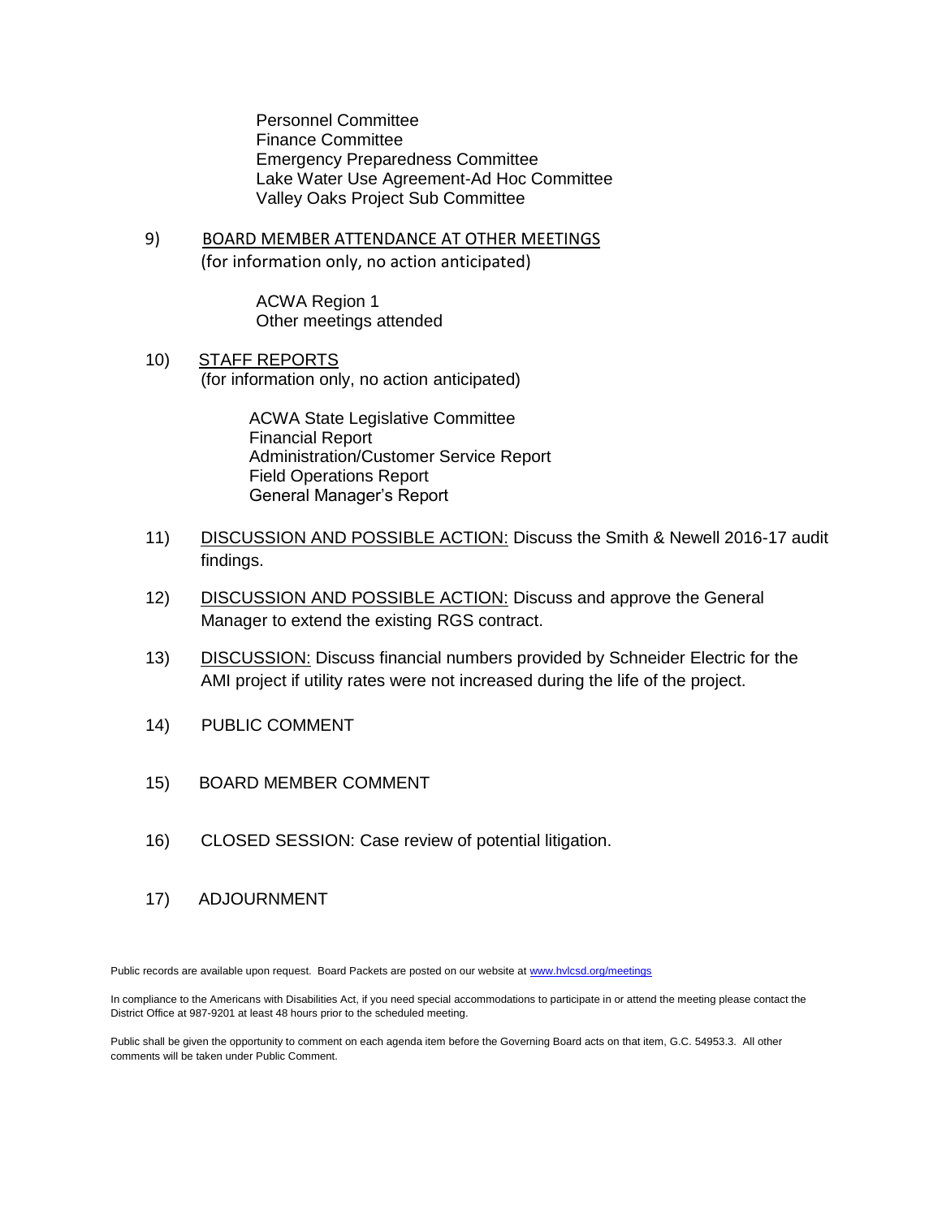Personnel Committee
Finance Committee
Emergency Preparedness Committee
Lake Water Use Agreement-Ad Hoc Committee
Valley Oaks Project Sub Committee

9) BOARD MEMBER ATTENDANCE AT OTHER MEETINGS
(for information only, no action anticipated)

ACWA Region 1
Other meetings attended

10) STAFF REPORTS
(for information only, no action anticipated)

ACWA State Legislative Committee
Financial Report
Administration/Customer Service Report
Field Operations Report
General Manager's Report

11) DISCUSSION AND POSSIBLE ACTION: Discuss the Smith & Newell 2016-17 audit findings.

12) DISCUSSION AND POSSIBLE ACTION: Discuss and approve the General Manager to extend the existing RGS contract.

13) DISCUSSION: Discuss financial numbers provided by Schneider Electric for the AMI project if utility rates were not increased during the life of the project.

14) PUBLIC COMMENT

15) BOARD MEMBER COMMENT

16) CLOSED SESSION: Case review of potential litigation.

17) ADJOURNMENT

Public records are available upon request. Board Packets are posted on our website at www.hvlcsd.org/meetings

In compliance to the Americans with Disabilities Act, if you need special accommodations to participate in or attend the meeting please contact the District Office at 987-9201 at least 48 hours prior to the scheduled meeting.

Public shall be given the opportunity to comment on each agenda item before the Governing Board acts on that item, G.C. 54953.3. All other comments will be taken under Public Comment.